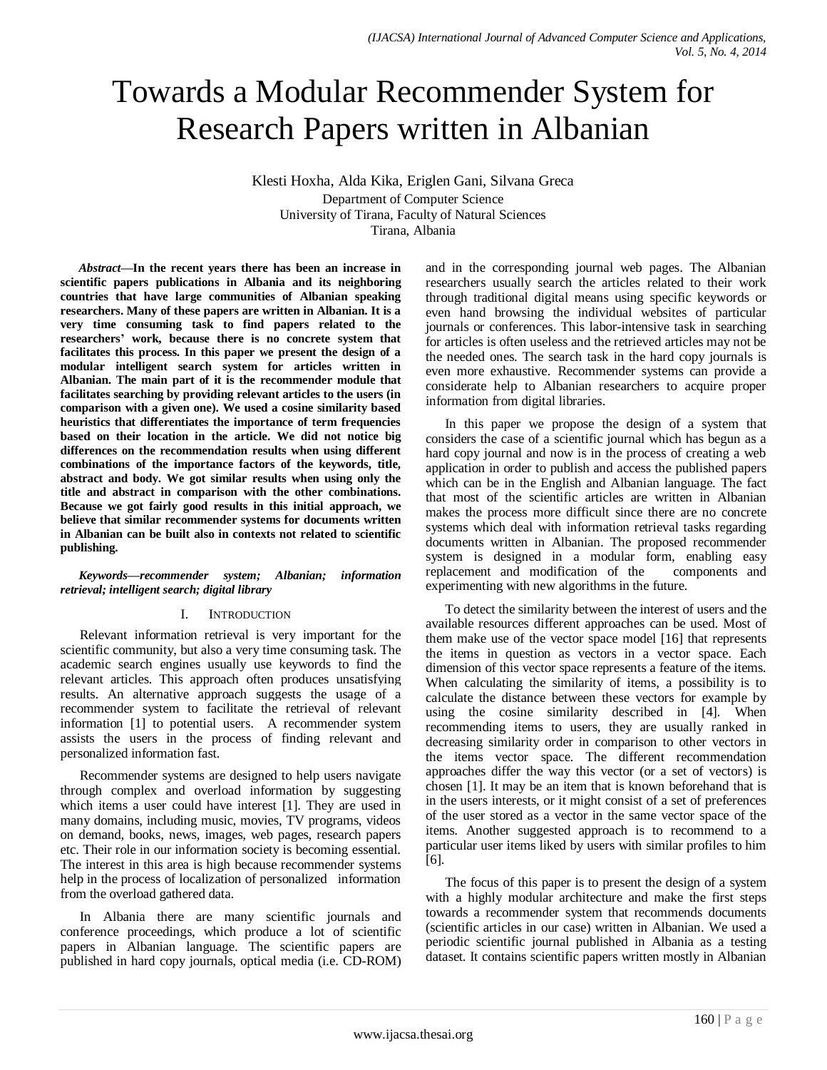# Towards a Modular Recommender System for Research Papers written in Albanian

Klesti Hoxha, Alda Kika, Eriglen Gani, Silvana Greca
Department of Computer Science
University of Tirana, Faculty of Natural Sciences
Tirana, Albania

***Abstract*—In the recent years there has been an increase in scientific papers publications in Albania and its neighboring countries that have large communities of Albanian speaking researchers. Many of these papers are written in Albanian. It is a very time consuming task to find papers related to the researchers' work, because there is no concrete system that facilitates this process. In this paper we present the design of a modular intelligent search system for articles written in Albanian. The main part of it is the recommender module that facilitates searching by providing relevant articles to the users (in comparison with a given one). We used a cosine similarity based heuristics that differentiates the importance of term frequencies based on their location in the article. We did not notice big differences on the recommendation results when using different combinations of the importance factors of the keywords, title, abstract and body. We got similar results when using only the title and abstract in comparison with the other combinations. Because we got fairly good results in this initial approach, we believe that similar recommender systems for documents written in Albanian can be built also in contexts not related to scientific publishing.**

***Keywords—recommender system; Albanian; information retrieval; intelligent search; digital library***

## I. Introduction

Relevant information retrieval is very important for the scientific community, but also a very time consuming task. The academic search engines usually use keywords to find the relevant articles. This approach often produces unsatisfying results. An alternative approach suggests the usage of a recommender system to facilitate the retrieval of relevant information [1] to potential users. A recommender system assists the users in the process of finding relevant and personalized information fast.

Recommender systems are designed to help users navigate through complex and overload information by suggesting which items a user could have interest [1]. They are used in many domains, including music, movies, TV programs, videos on demand, books, news, images, web pages, research papers etc. Their role in our information society is becoming essential. The interest in this area is high because recommender systems help in the process of localization of personalized information from the overload gathered data.

In Albania there are many scientific journals and conference proceedings, which produce a lot of scientific papers in Albanian language. The scientific papers are published in hard copy journals, optical media (i.e. CD-ROM) and in the corresponding journal web pages. The Albanian researchers usually search the articles related to their work through traditional digital means using specific keywords or even hand browsing the individual websites of particular journals or conferences. This labor-intensive task in searching for articles is often useless and the retrieved articles may not be the needed ones. The search task in the hard copy journals is even more exhaustive. Recommender systems can provide a considerate help to Albanian researchers to acquire proper information from digital libraries.

In this paper we propose the design of a system that considers the case of a scientific journal which has begun as a hard copy journal and now is in the process of creating a web application in order to publish and access the published papers which can be in the English and Albanian language. The fact that most of the scientific articles are written in Albanian makes the process more difficult since there are no concrete systems which deal with information retrieval tasks regarding documents written in Albanian. The proposed recommender system is designed in a modular form, enabling easy replacement and modification of the components and experimenting with new algorithms in the future.

To detect the similarity between the interest of users and the available resources different approaches can be used. Most of them make use of the vector space model [16] that represents the items in question as vectors in a vector space. Each dimension of this vector space represents a feature of the items. When calculating the similarity of items, a possibility is to calculate the distance between these vectors for example by using the cosine similarity described in [4]. When recommending items to users, they are usually ranked in decreasing similarity order in comparison to other vectors in the items vector space. The different recommendation approaches differ the way this vector (or a set of vectors) is chosen [1]. It may be an item that is known beforehand that is in the users interests, or it might consist of a set of preferences of the user stored as a vector in the same vector space of the items. Another suggested approach is to recommend to a particular user items liked by users with similar profiles to him [6].

The focus of this paper is to present the design of a system with a highly modular architecture and make the first steps towards a recommender system that recommends documents (scientific articles in our case) written in Albanian. We used a periodic scientific journal published in Albania as a testing dataset. It contains scientific papers written mostly in Albanian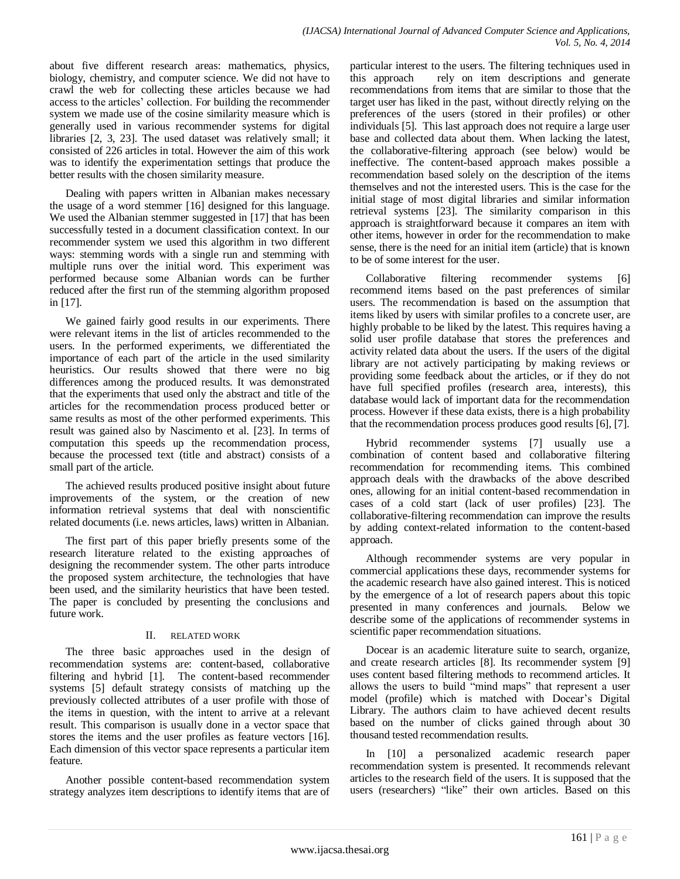about five different research areas: mathematics, physics, biology, chemistry, and computer science. We did not have to crawl the web for collecting these articles because we had access to the articles' collection. For building the recommender system we made use of the cosine similarity measure which is generally used in various recommender systems for digital libraries [2, 3, 23]. The used dataset was relatively small; it consisted of 226 articles in total. However the aim of this work was to identify the experimentation settings that produce the better results with the chosen similarity measure.

Dealing with papers written in Albanian makes necessary the usage of a word stemmer [16] designed for this language. We used the Albanian stemmer suggested in [17] that has been successfully tested in a document classification context. In our recommender system we used this algorithm in two different ways: stemming words with a single run and stemming with multiple runs over the initial word. This experiment was performed because some Albanian words can be further reduced after the first run of the stemming algorithm proposed in [17].

We gained fairly good results in our experiments. There were relevant items in the list of articles recommended to the users. In the performed experiments, we differentiated the importance of each part of the article in the used similarity heuristics. Our results showed that there were no big differences among the produced results. It was demonstrated that the experiments that used only the abstract and title of the articles for the recommendation process produced better or same results as most of the other performed experiments. This result was gained also by Nascimento et al. [23]. In terms of computation this speeds up the recommendation process, because the processed text (title and abstract) consists of a small part of the article.

The achieved results produced positive insight about future improvements of the system, or the creation of new information retrieval systems that deal with nonscientific related documents (i.e. news articles, laws) written in Albanian.

The first part of this paper briefly presents some of the research literature related to the existing approaches of designing the recommender system. The other parts introduce the proposed system architecture, the technologies that have been used, and the similarity heuristics that have been tested. The paper is concluded by presenting the conclusions and future work.

## II. RELATED WORK

The three basic approaches used in the design of recommendation systems are: content-based, collaborative filtering and hybrid [1]. The content-based recommender systems [5] default strategy consists of matching up the previously collected attributes of a user profile with those of the items in question, with the intent to arrive at a relevant result. This comparison is usually done in a vector space that stores the items and the user profiles as feature vectors [16]. Each dimension of this vector space represents a particular item feature.

Another possible content-based recommendation system strategy analyzes item descriptions to identify items that are of particular interest to the users. The filtering techniques used in this approach rely on item descriptions and generate recommendations from items that are similar to those that the target user has liked in the past, without directly relying on the preferences of the users (stored in their profiles) or other individuals [5]. This last approach does not require a large user base and collected data about them. When lacking the latest, the collaborative-filtering approach (see below) would be ineffective. The content-based approach makes possible a recommendation based solely on the description of the items themselves and not the interested users. This is the case for the initial stage of most digital libraries and similar information retrieval systems [23]. The similarity comparison in this approach is straightforward because it compares an item with other items, however in order for the recommendation to make sense, there is the need for an initial item (article) that is known to be of some interest for the user.

Collaborative filtering recommender systems [6] recommend items based on the past preferences of similar users. The recommendation is based on the assumption that items liked by users with similar profiles to a concrete user, are highly probable to be liked by the latest. This requires having a solid user profile database that stores the preferences and activity related data about the users. If the users of the digital library are not actively participating by making reviews or providing some feedback about the articles, or if they do not have full specified profiles (research area, interests), this database would lack of important data for the recommendation process. However if these data exists, there is a high probability that the recommendation process produces good results [6], [7].

Hybrid recommender systems [7] usually use a combination of content based and collaborative filtering recommendation for recommending items. This combined approach deals with the drawbacks of the above described ones, allowing for an initial content-based recommendation in cases of a cold start (lack of user profiles) [23]. The collaborative-filtering recommendation can improve the results by adding context-related information to the content-based approach.

Although recommender systems are very popular in commercial applications these days, recommender systems for the academic research have also gained interest. This is noticed by the emergence of a lot of research papers about this topic presented in many conferences and journals. Below we describe some of the applications of recommender systems in scientific paper recommendation situations.

Docear is an academic literature suite to search, organize, and create research articles [8]. Its recommender system [9] uses content based filtering methods to recommend articles. It allows the users to build "mind maps" that represent a user model (profile) which is matched with Docear's Digital Library. The authors claim to have achieved decent results based on the number of clicks gained through about 30 thousand tested recommendation results.

In [10] a personalized academic research paper recommendation system is presented. It recommends relevant articles to the research field of the users. It is supposed that the users (researchers) "like" their own articles. Based on this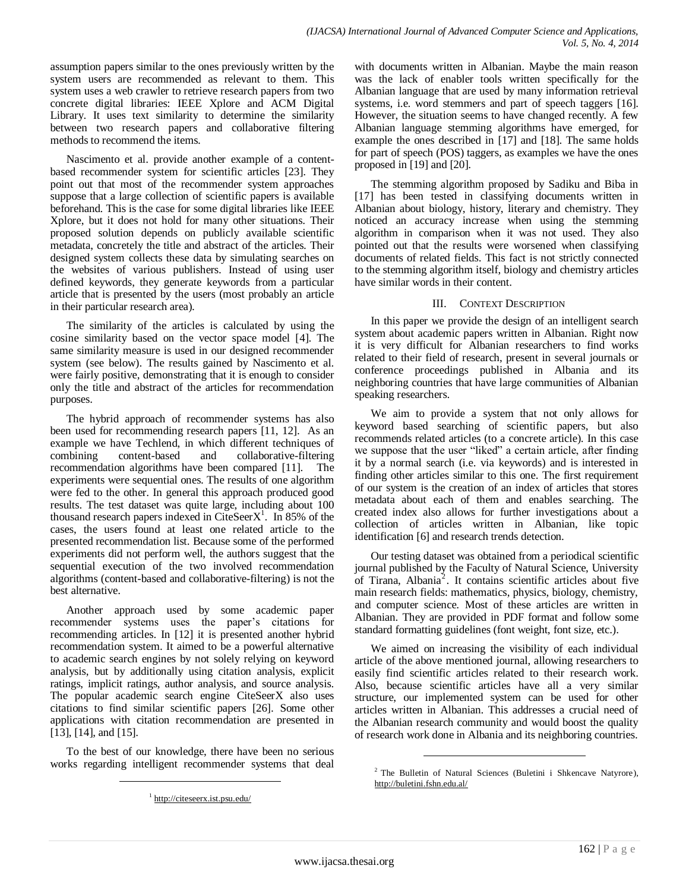assumption papers similar to the ones previously written by the system users are recommended as relevant to them. This system uses a web crawler to retrieve research papers from two concrete digital libraries: IEEE Xplore and ACM Digital Library. It uses text similarity to determine the similarity between two research papers and collaborative filtering methods to recommend the items.

Nascimento et al. provide another example of a content-based recommender system for scientific articles [23]. They point out that most of the recommender system approaches suppose that a large collection of scientific papers is available beforehand. This is the case for some digital libraries like IEEE Xplore, but it does not hold for many other situations. Their proposed solution depends on publicly available scientific metadata, concretely the title and abstract of the articles. Their designed system collects these data by simulating searches on the websites of various publishers. Instead of using user defined keywords, they generate keywords from a particular article that is presented by the users (most probably an article in their particular research area).

The similarity of the articles is calculated by using the cosine similarity based on the vector space model [4]. The same similarity measure is used in our designed recommender system (see below). The results gained by Nascimento et al. were fairly positive, demonstrating that it is enough to consider only the title and abstract of the articles for recommendation purposes.

The hybrid approach of recommender systems has also been used for recommending research papers [11, 12]. As an example we have Techlend, in which different techniques of combining content-based and collaborative-filtering recommendation algorithms have been compared [11]. The experiments were sequential ones. The results of one algorithm were fed to the other. In general this approach produced good results. The test dataset was quite large, including about 100 thousand research papers indexed in CiteSeerX[1]. In 85% of the cases, the users found at least one related article to the presented recommendation list. Because some of the performed experiments did not perform well, the authors suggest that the sequential execution of the two involved recommendation algorithms (content-based and collaborative-filtering) is not the best alternative.

Another approach used by some academic paper recommender systems uses the paper's citations for recommending articles. In [12] it is presented another hybrid recommendation system. It aimed to be a powerful alternative to academic search engines by not solely relying on keyword analysis, but by additionally using citation analysis, explicit ratings, implicit ratings, author analysis, and source analysis. The popular academic search engine CiteSeerX also uses citations to find similar scientific papers [26]. Some other applications with citation recommendation are presented in [13], [14], and [15].

To the best of our knowledge, there have been no serious works regarding intelligent recommender systems that deal with documents written in Albanian. Maybe the main reason was the lack of enabler tools written specifically for the Albanian language that are used by many information retrieval systems, i.e. word stemmers and part of speech taggers [16]. However, the situation seems to have changed recently. A few Albanian language stemming algorithms have emerged, for example the ones described in [17] and [18]. The same holds for part of speech (POS) taggers, as examples we have the ones proposed in [19] and [20].

The stemming algorithm proposed by Sadiku and Biba in [17] has been tested in classifying documents written in Albanian about biology, history, literary and chemistry. They noticed an accuracy increase when using the stemming algorithm in comparison when it was not used. They also pointed out that the results were worsened when classifying documents of related fields. This fact is not strictly connected to the stemming algorithm itself, biology and chemistry articles have similar words in their content.

## III. Context Description

In this paper we provide the design of an intelligent search system about academic papers written in Albanian. Right now it is very difficult for Albanian researchers to find works related to their field of research, present in several journals or conference proceedings published in Albania and its neighboring countries that have large communities of Albanian speaking researchers.

We aim to provide a system that not only allows for keyword based searching of scientific papers, but also recommends related articles (to a concrete article). In this case we suppose that the user "liked" a certain article, after finding it by a normal search (i.e. via keywords) and is interested in finding other articles similar to this one. The first requirement of our system is the creation of an index of articles that stores metadata about each of them and enables searching. The created index also allows for further investigations about a collection of articles written in Albanian, like topic identification [6] and research trends detection.

Our testing dataset was obtained from a periodical scientific journal published by the Faculty of Natural Science, University of Tirana, Albania[2]. It contains scientific articles about five main research fields: mathematics, physics, biology, chemistry, and computer science. Most of these articles are written in Albanian. They are provided in PDF format and follow some standard formatting guidelines (font weight, font size, etc.).

We aimed on increasing the visibility of each individual article of the above mentioned journal, allowing researchers to easily find scientific articles related to their research work. Also, because scientific articles have all a very similar structure, our implemented system can be used for other articles written in Albanian. This addresses a crucial need of the Albanian research community and would boost the quality of research work done in Albania and its neighboring countries.

---

[1] http://citeseerx.ist.psu.edu/

[2] The Bulletin of Natural Sciences (Buletini i Shkencave Natyrore), http://buletini.fshn.edu.al/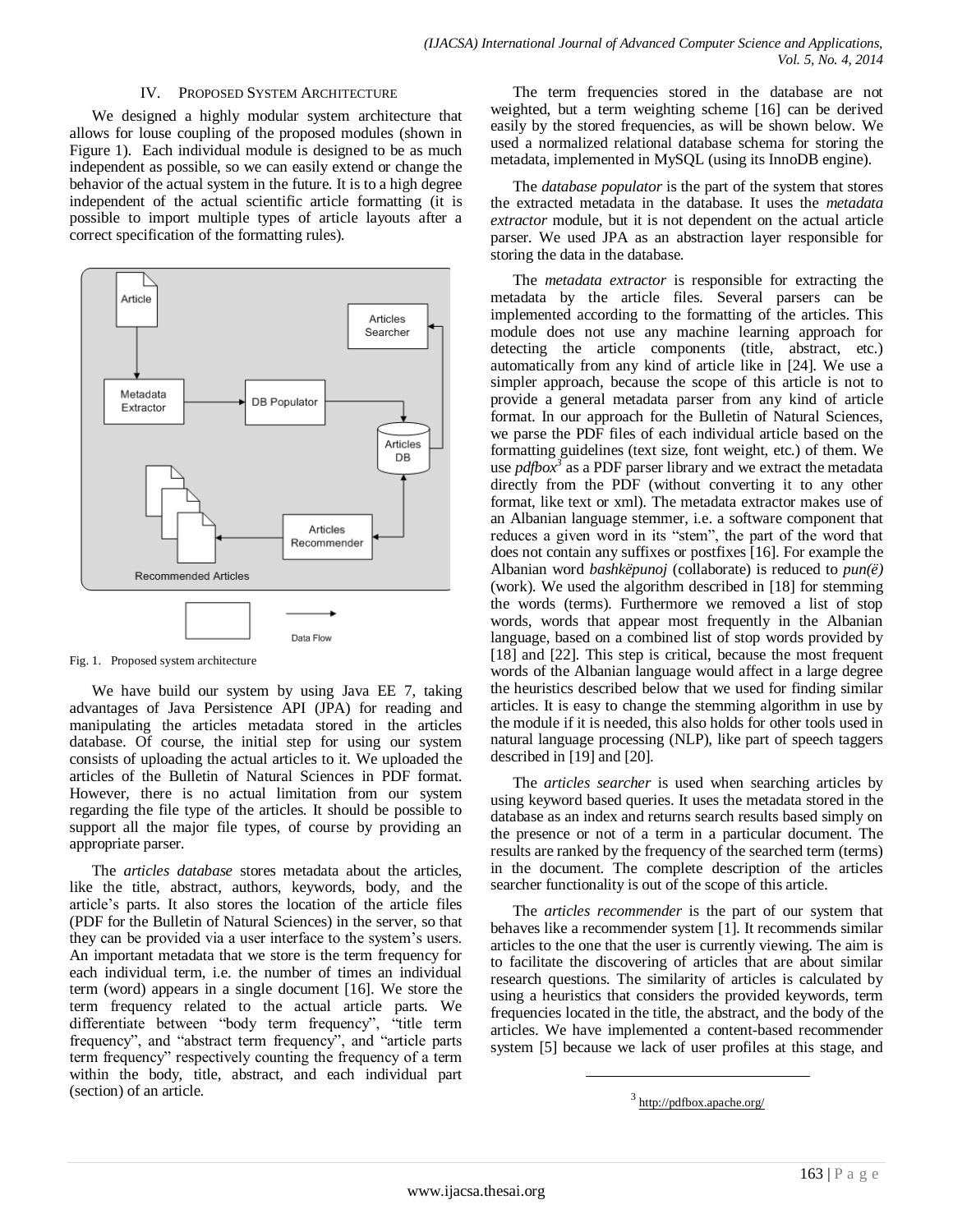## IV. Proposed System Architecture

We designed a highly modular system architecture that allows for louse coupling of the proposed modules (shown in Figure 1). Each individual module is designed to be as much independent as possible, so we can easily extend or change the behavior of the actual system in the future. It is to a high degree independent of the actual scientific article formatting (it is possible to import multiple types of article layouts after a correct specification of the formatting rules).

Fig. 1. Proposed system architecture

We have build our system by using Java EE 7, taking advantages of Java Persistence API (JPA) for reading and manipulating the articles metadata stored in the articles database. Of course, the initial step for using our system consists of uploading the actual articles to it. We uploaded the articles of the Bulletin of Natural Sciences in PDF format. However, there is no actual limitation from our system regarding the file type of the articles. It should be possible to support all the major file types, of course by providing an appropriate parser.

The *articles database* stores metadata about the articles, like the title, abstract, authors, keywords, body, and the article's parts. It also stores the location of the article files (PDF for the Bulletin of Natural Sciences) in the server, so that they can be provided via a user interface to the system's users. An important metadata that we store is the term frequency for each individual term, i.e. the number of times an individual term (word) appears in a single document [16]. We store the term frequency related to the actual article parts. We differentiate between "body term frequency", "title term frequency", and "abstract term frequency", and "article parts term frequency" respectively counting the frequency of a term within the body, title, abstract, and each individual part (section) of an article.

The term frequencies stored in the database are not weighted, but a term weighting scheme [16] can be derived easily by the stored frequencies, as will be shown below. We used a normalized relational database schema for storing the metadata, implemented in MySQL (using its InnoDB engine).

The *database populator* is the part of the system that stores the extracted metadata in the database. It uses the *metadata extractor* module, but it is not dependent on the actual article parser. We used JPA as an abstraction layer responsible for storing the data in the database.

The *metadata extractor* is responsible for extracting the metadata by the article files. Several parsers can be implemented according to the formatting of the articles. This module does not use any machine learning approach for detecting the article components (title, abstract, etc.) automatically from any kind of article like in [24]. We use a simpler approach, because the scope of this article is not to provide a general metadata parser from any kind of article format. In our approach for the Bulletin of Natural Sciences, we parse the PDF files of each individual article based on the formatting guidelines (text size, font weight, etc.) of them. We use *pdfbox*[3] as a PDF parser library and we extract the metadata directly from the PDF (without converting it to any other format, like text or xml). The metadata extractor makes use of an Albanian language stemmer, i.e. a software component that reduces a given word in its "stem", the part of the word that does not contain any suffixes or postfixes [16]. For example the Albanian word *bashkëpunoj* (collaborate) is reduced to *pun(ë)* (work). We used the algorithm described in [18] for stemming the words (terms). Furthermore we removed a list of stop words, words that appear most frequently in the Albanian language, based on a combined list of stop words provided by [18] and [22]. This step is critical, because the most frequent words of the Albanian language would affect in a large degree the heuristics described below that we used for finding similar articles. It is easy to change the stemming algorithm in use by the module if it is needed, this also holds for other tools used in natural language processing (NLP), like part of speech taggers described in [19] and [20].

The *articles searcher* is used when searching articles by using keyword based queries. It uses the metadata stored in the database as an index and returns search results based simply on the presence or not of a term in a particular document. The results are ranked by the frequency of the searched term (terms) in the document. The complete description of the articles searcher functionality is out of the scope of this article.

The *articles recommender* is the part of our system that behaves like a recommender system [1]. It recommends similar articles to the one that the user is currently viewing. The aim is to facilitate the discovering of articles that are about similar research questions. The similarity of articles is calculated by using a heuristics that considers the provided keywords, term frequencies located in the title, the abstract, and the body of the articles. We have implemented a content-based recommender system [5] because we lack of user profiles at this stage, and

[3] http://pdfbox.apache.org/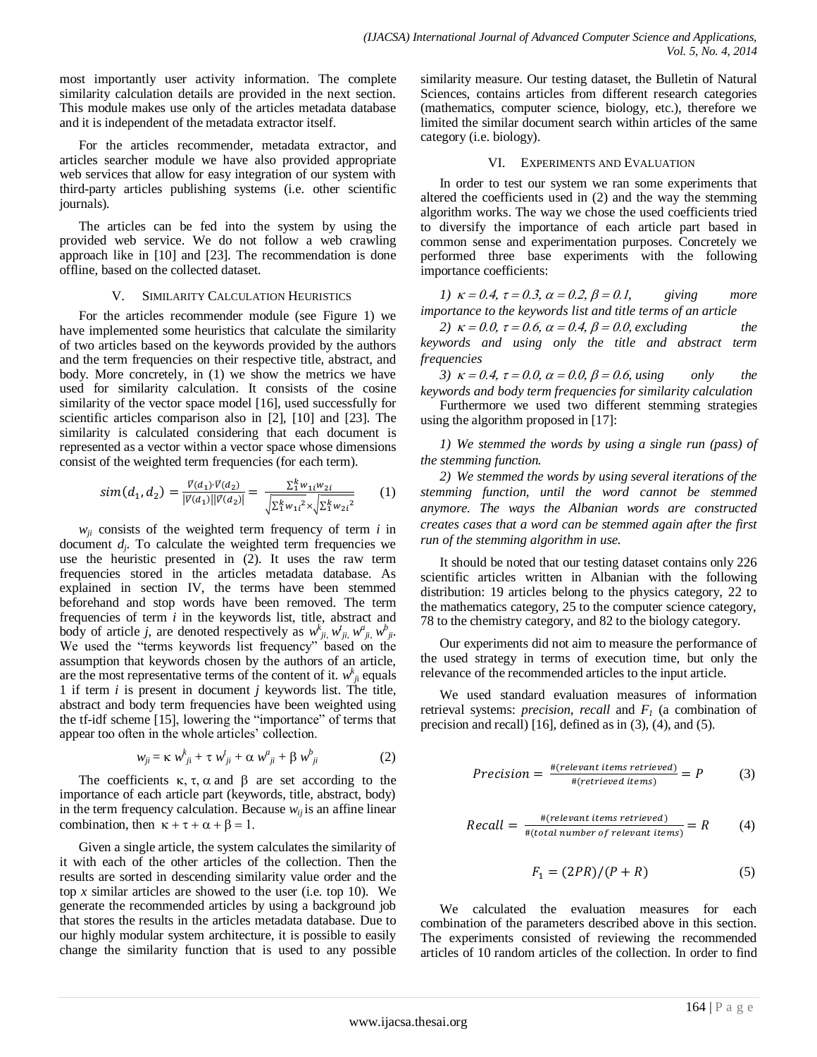most importantly user activity information. The complete similarity calculation details are provided in the next section. This module makes use only of the articles metadata database and it is independent of the metadata extractor itself.

For the articles recommender, metadata extractor, and articles searcher module we have also provided appropriate web services that allow for easy integration of our system with third-party articles publishing systems (i.e. other scientific journals).

The articles can be fed into the system by using the provided web service. We do not follow a web crawling approach like in [10] and [23]. The recommendation is done offline, based on the collected dataset.

## V. Similarity Calculation Heuristics

For the articles recommender module (see Figure 1) we have implemented some heuristics that calculate the similarity of two articles based on the keywords provided by the authors and the term frequencies on their respective title, abstract, and body. More concretely, in (1) we show the metrics we have used for similarity calculation. It consists of the cosine similarity of the vector space model [16], used successfully for scientific articles comparison also in [2], [10] and [23]. The similarity is calculated considering that each document is represented as a vector within a vector space whose dimensions consist of the weighted term frequencies (for each term).

$$sim(d_1, d_2) = \frac{\vec{V}(d_1) \cdot \vec{V}(d_2)}{|\vec{V}(d_1)||\vec{V}(d_2)|} = \frac{\sum_1^k w_{1i} w_{2i}}{\sqrt{\sum_1^k {w_{1i}}^2} \times \sqrt{\sum_1^k {w_{2i}}^2}} \qquad (1)$$

$w_{ji}$ consists of the weighted term frequency of term $i$ in document $d_j$. To calculate the weighted term frequencies we use the heuristic presented in (2). It uses the raw term frequencies stored in the articles metadata database. As explained in section IV, the terms have been stemmed beforehand and stop words have been removed. The term frequencies of term $i$ in the keywords list, title, abstract and body of article $j$, are denoted respectively as $w^k_{ji}, w^t_{ji}, w^a_{ji}, w^b_{ji}$. We used the "terms keywords list frequency" based on the assumption that keywords chosen by the authors of an article, are the most representative terms of the content of it. $w^k_{ji}$ equals 1 if term $i$ is present in document $j$ keywords list. The title, abstract and body term frequencies have been weighted using the tf-idf scheme [15], lowering the "importance" of terms that appear too often in the whole articles' collection.

$$w_{ji} = \kappa\, w^k_{ji} + \tau\, w^t_{ji} + \alpha\, w^a_{ji} + \beta\, w^b_{ji} \qquad (2)$$

The coefficients $\kappa, \tau, \alpha$ and $\beta$ are set according to the importance of each article part (keywords, title, abstract, body) in the term frequency calculation. Because $w_{ij}$ is an affine linear combination, then $\kappa + \tau + \alpha + \beta = 1$.

Given a single article, the system calculates the similarity of it with each of the other articles of the collection. Then the results are sorted in descending similarity value order and the top $x$ similar articles are showed to the user (i.e. top 10). We generate the recommended articles by using a background job that stores the results in the articles metadata database. Due to our highly modular system architecture, it is possible to easily change the similarity function that is used to any possible similarity measure. Our testing dataset, the Bulletin of Natural Sciences, contains articles from different research categories (mathematics, computer science, biology, etc.), therefore we limited the similar document search within articles of the same category (i.e. biology).

## VI. Experiments and Evaluation

In order to test our system we ran some experiments that altered the coefficients used in (2) and the way the stemming algorithm works. The way we chose the used coefficients tried to diversify the importance of each article part based in common sense and experimentation purposes. Concretely we performed three base experiments with the following importance coefficients:

*1) $\kappa = 0.4$, $\tau = 0.3$, $\alpha = 0.2$, $\beta = 0.1$, giving more importance to the keywords list and title terms of an article*

*2) $\kappa = 0.0$, $\tau = 0.6$, $\alpha = 0.4$, $\beta = 0.0$, excluding the keywords and using only the title and abstract term frequencies*

*3) $\kappa = 0.4$, $\tau = 0.0$, $\alpha = 0.0$, $\beta = 0.6$, using only the keywords and body term frequencies for similarity calculation*

Furthermore we used two different stemming strategies using the algorithm proposed in [17]:

*1) We stemmed the words by using a single run (pass) of the stemming function.*

*2) We stemmed the words by using several iterations of the stemming function, until the word cannot be stemmed anymore. The ways the Albanian words are constructed creates cases that a word can be stemmed again after the first run of the stemming algorithm in use.*

It should be noted that our testing dataset contains only 226 scientific articles written in Albanian with the following distribution: 19 articles belong to the physics category, 22 to the mathematics category, 25 to the computer science category, 78 to the chemistry category, and 82 to the biology category.

Our experiments did not aim to measure the performance of the used strategy in terms of execution time, but only the relevance of the recommended articles to the input article.

We used standard evaluation measures of information retrieval systems: *precision*, *recall* and $F_1$ (a combination of precision and recall) [16], defined as in (3), (4), and (5).

$$Precision = \frac{\#(relevant\ items\ retrieved)}{\#(retrieved\ items)} = P \qquad (3)$$

$$Recall = \frac{\#(relevant\ items\ retrieved)}{\#(total\ number\ of\ relevant\ items)} = R \qquad (4)$$

$$F_1 = (2PR)/(P+R) \qquad (5)$$

We calculated the evaluation measures for each combination of the parameters described above in this section. The experiments consisted of reviewing the recommended articles of 10 random articles of the collection. In order to find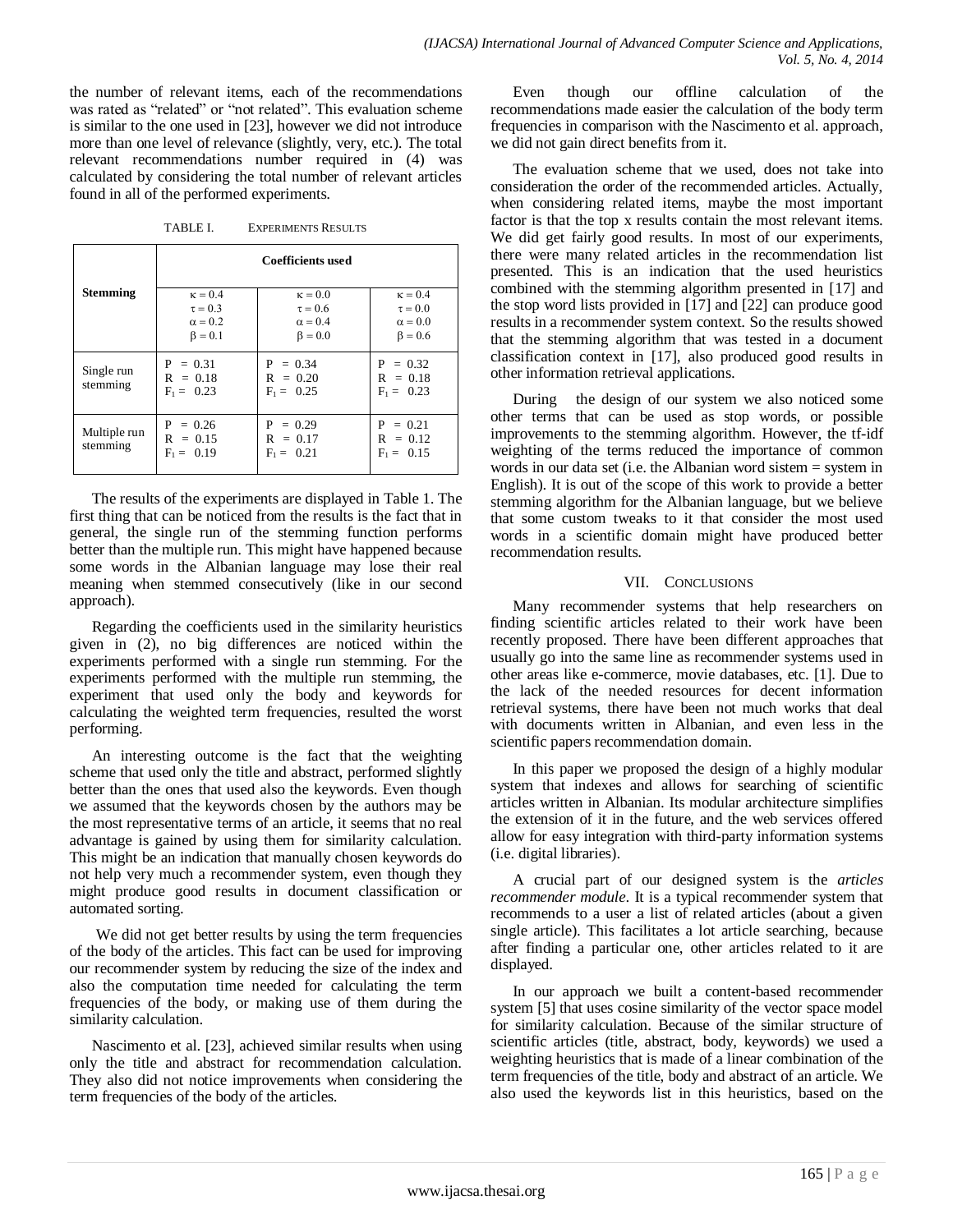the number of relevant items, each of the recommendations was rated as "related" or "not related". This evaluation scheme is similar to the one used in [23], however we did not introduce more than one level of relevance (slightly, very, etc.). The total relevant recommendations number required in (4) was calculated by considering the total number of relevant articles found in all of the performed experiments.

TABLE I. EXPERIMENTS RESULTS

| Stemming | Coefficients used | | |
|---|---|---|---|
| | $\kappa = 0.4$<br>$\tau = 0.3$<br>$\alpha = 0.2$<br>$\beta = 0.1$ | $\kappa = 0.0$<br>$\tau = 0.6$<br>$\alpha = 0.4$<br>$\beta = 0.0$ | $\kappa = 0.4$<br>$\tau = 0.0$<br>$\alpha = 0.0$<br>$\beta = 0.6$ |
| Single run stemming | P = 0.31<br>R = 0.18<br>$F_1$ = 0.23 | P = 0.34<br>R = 0.20<br>$F_1$ = 0.25 | P = 0.32<br>R = 0.18<br>$F_1$ = 0.23 |
| Multiple run stemming | P = 0.26<br>R = 0.15<br>$F_1$ = 0.19 | P = 0.29<br>R = 0.17<br>$F_1$ = 0.21 | P = 0.21<br>R = 0.12<br>$F_1$ = 0.15 |

The results of the experiments are displayed in Table 1. The first thing that can be noticed from the results is the fact that in general, the single run of the stemming function performs better than the multiple run. This might have happened because some words in the Albanian language may lose their real meaning when stemmed consecutively (like in our second approach).

Regarding the coefficients used in the similarity heuristics given in (2), no big differences are noticed within the experiments performed with a single run stemming. For the experiments performed with the multiple run stemming, the experiment that used only the body and keywords for calculating the weighted term frequencies, resulted the worst performing.

An interesting outcome is the fact that the weighting scheme that used only the title and abstract, performed slightly better than the ones that used also the keywords. Even though we assumed that the keywords chosen by the authors may be the most representative terms of an article, it seems that no real advantage is gained by using them for similarity calculation. This might be an indication that manually chosen keywords do not help very much a recommender system, even though they might produce good results in document classification or automated sorting.

We did not get better results by using the term frequencies of the body of the articles. This fact can be used for improving our recommender system by reducing the size of the index and also the computation time needed for calculating the term frequencies of the body, or making use of them during the similarity calculation.

Nascimento et al. [23], achieved similar results when using only the title and abstract for recommendation calculation. They also did not notice improvements when considering the term frequencies of the body of the articles.

Even though our offline calculation of the recommendations made easier the calculation of the body term frequencies in comparison with the Nascimento et al. approach, we did not gain direct benefits from it.

The evaluation scheme that we used, does not take into consideration the order of the recommended articles. Actually, when considering related items, maybe the most important factor is that the top x results contain the most relevant items. We did get fairly good results. In most of our experiments, there were many related articles in the recommendation list presented. This is an indication that the used heuristics combined with the stemming algorithm presented in [17] and the stop word lists provided in [17] and [22] can produce good results in a recommender system context. So the results showed that the stemming algorithm that was tested in a document classification context in [17], also produced good results in other information retrieval applications.

During the design of our system we also noticed some other terms that can be used as stop words, or possible improvements to the stemming algorithm. However, the tf-idf weighting of the terms reduced the importance of common words in our data set (i.e. the Albanian word sistem = system in English). It is out of the scope of this work to provide a better stemming algorithm for the Albanian language, but we believe that some custom tweaks to it that consider the most used words in a scientific domain might have produced better recommendation results.

## VII. CONCLUSIONS

Many recommender systems that help researchers on finding scientific articles related to their work have been recently proposed. There have been different approaches that usually go into the same line as recommender systems used in other areas like e-commerce, movie databases, etc. [1]. Due to the lack of the needed resources for decent information retrieval systems, there have been not much works that deal with documents written in Albanian, and even less in the scientific papers recommendation domain.

In this paper we proposed the design of a highly modular system that indexes and allows for searching of scientific articles written in Albanian. Its modular architecture simplifies the extension of it in the future, and the web services offered allow for easy integration with third-party information systems (i.e. digital libraries).

A crucial part of our designed system is the *articles recommender module*. It is a typical recommender system that recommends to a user a list of related articles (about a given single article). This facilitates a lot article searching, because after finding a particular one, other articles related to it are displayed.

In our approach we built a content-based recommender system [5] that uses cosine similarity of the vector space model for similarity calculation. Because of the similar structure of scientific articles (title, abstract, body, keywords) we used a weighting heuristics that is made of a linear combination of the term frequencies of the title, body and abstract of an article. We also used the keywords list in this heuristics, based on the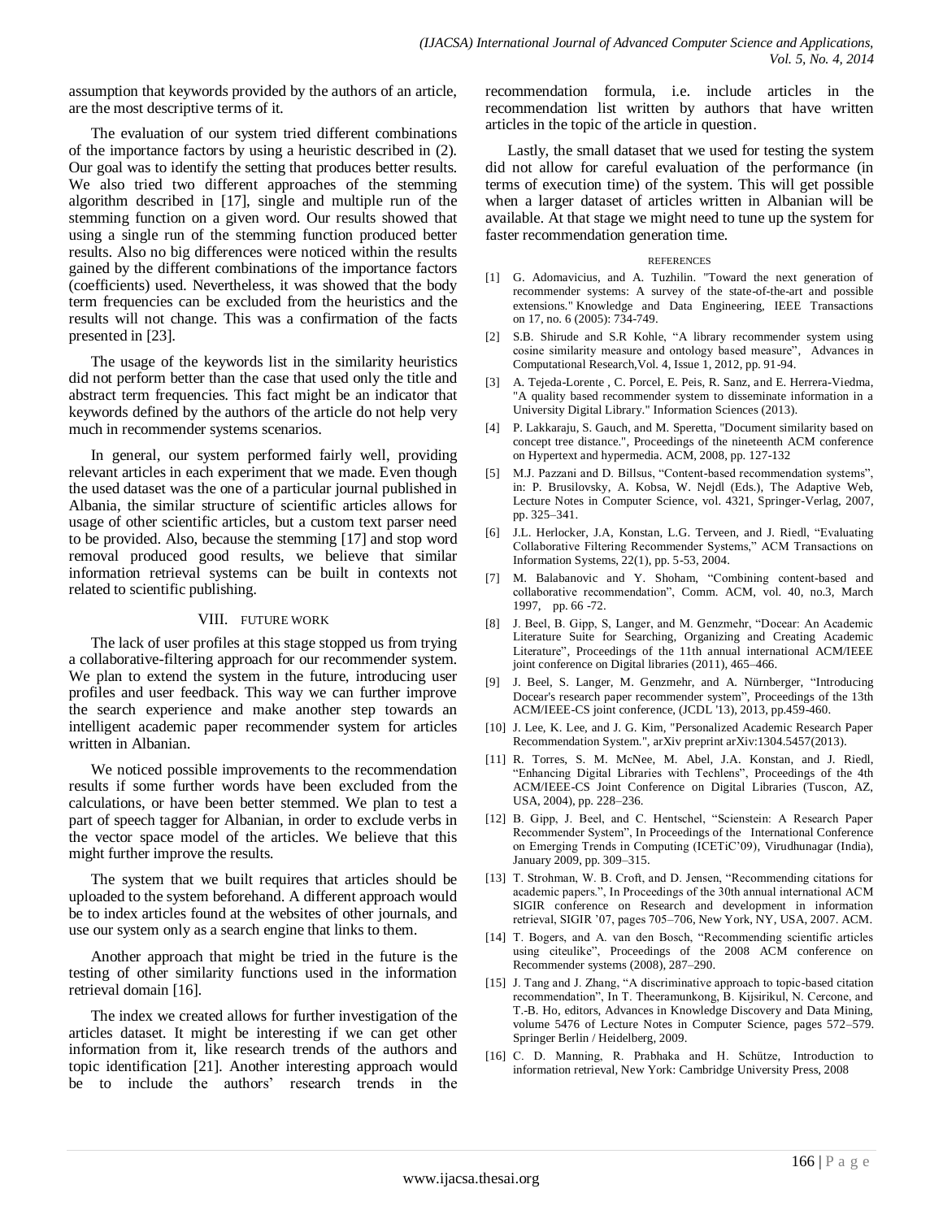assumption that keywords provided by the authors of an article, are the most descriptive terms of it.

The evaluation of our system tried different combinations of the importance factors by using a heuristic described in (2). Our goal was to identify the setting that produces better results. We also tried two different approaches of the stemming algorithm described in [17], single and multiple run of the stemming function on a given word. Our results showed that using a single run of the stemming function produced better results. Also no big differences were noticed within the results gained by the different combinations of the importance factors (coefficients) used. Nevertheless, it was showed that the body term frequencies can be excluded from the heuristics and the results will not change. This was a confirmation of the facts presented in [23].

The usage of the keywords list in the similarity heuristics did not perform better than the case that used only the title and abstract term frequencies. This fact might be an indicator that keywords defined by the authors of the article do not help very much in recommender systems scenarios.

In general, our system performed fairly well, providing relevant articles in each experiment that we made. Even though the used dataset was the one of a particular journal published in Albania, the similar structure of scientific articles allows for usage of other scientific articles, but a custom text parser need to be provided. Also, because the stemming [17] and stop word removal produced good results, we believe that similar information retrieval systems can be built in contexts not related to scientific publishing.

## VIII. FUTURE WORK

The lack of user profiles at this stage stopped us from trying a collaborative-filtering approach for our recommender system. We plan to extend the system in the future, introducing user profiles and user feedback. This way we can further improve the search experience and make another step towards an intelligent academic paper recommender system for articles written in Albanian.

We noticed possible improvements to the recommendation results if some further words have been excluded from the calculations, or have been better stemmed. We plan to test a part of speech tagger for Albanian, in order to exclude verbs in the vector space model of the articles. We believe that this might further improve the results.

The system that we built requires that articles should be uploaded to the system beforehand. A different approach would be to index articles found at the websites of other journals, and use our system only as a search engine that links to them.

Another approach that might be tried in the future is the testing of other similarity functions used in the information retrieval domain [16].

The index we created allows for further investigation of the articles dataset. It might be interesting if we can get other information from it, like research trends of the authors and topic identification [21]. Another interesting approach would be to include the authors' research trends in the recommendation formula, i.e. include articles in the recommendation list written by authors that have written articles in the topic of the article in question.

Lastly, the small dataset that we used for testing the system did not allow for careful evaluation of the performance (in terms of execution time) of the system. This will get possible when a larger dataset of articles written in Albanian will be available. At that stage we might need to tune up the system for faster recommendation generation time.

## REFERENCES

[1] G. Adomavicius, and A. Tuzhilin. "Toward the next generation of recommender systems: A survey of the state-of-the-art and possible extensions." Knowledge and Data Engineering, IEEE Transactions on 17, no. 6 (2005): 734-749.

[2] S.B. Shirude and S.R Kohle, "A library recommender system using cosine similarity measure and ontology based measure", Advances in Computational Research,Vol. 4, Issue 1, 2012, pp. 91-94.

[3] A. Tejeda-Lorente , C. Porcel, E. Peis, R. Sanz, and E. Herrera-Viedma, "A quality based recommender system to disseminate information in a University Digital Library." Information Sciences (2013).

[4] P. Lakkaraju, S. Gauch, and M. Speretta, "Document similarity based on concept tree distance.", Proceedings of the nineteenth ACM conference on Hypertext and hypermedia. ACM, 2008, pp. 127-132

[5] M.J. Pazzani and D. Billsus, "Content-based recommendation systems", in: P. Brusilovsky, A. Kobsa, W. Nejdl (Eds.), The Adaptive Web, Lecture Notes in Computer Science, vol. 4321, Springer-Verlag, 2007, pp. 325–341.

[6] J.L. Herlocker, J.A, Konstan, L.G. Terveen, and J. Riedl, "Evaluating Collaborative Filtering Recommender Systems," ACM Transactions on Information Systems, 22(1), pp. 5-53, 2004.

[7] M. Balabanovic and Y. Shoham, "Combining content-based and collaborative recommendation", Comm. ACM, vol. 40, no.3, March 1997, pp. 66 -72.

[8] J. Beel, B. Gipp, S, Langer, and M. Genzmehr, "Docear: An Academic Literature Suite for Searching, Organizing and Creating Academic Literature", Proceedings of the 11th annual international ACM/IEEE joint conference on Digital libraries (2011), 465–466.

[9] J. Beel, S. Langer, M. Genzmehr, and A. Nürnberger, "Introducing Docear's research paper recommender system", Proceedings of the 13th ACM/IEEE-CS joint conference, (JCDL '13), 2013, pp.459-460.

[10] J. Lee, K. Lee, and J. G. Kim, "Personalized Academic Research Paper Recommendation System.", arXiv preprint arXiv:1304.5457(2013).

[11] R. Torres, S. M. McNee, M. Abel, J.A. Konstan, and J. Riedl, "Enhancing Digital Libraries with Techlens", Proceedings of the 4th ACM/IEEE-CS Joint Conference on Digital Libraries (Tuscon, AZ, USA, 2004), pp. 228–236.

[12] B. Gipp, J. Beel, and C. Hentschel, "Scienstein: A Research Paper Recommender System", In Proceedings of the International Conference on Emerging Trends in Computing (ICETiC'09), Virudhunagar (India), January 2009, pp. 309–315.

[13] T. Strohman, W. B. Croft, and D. Jensen, "Recommending citations for academic papers.", In Proceedings of the 30th annual international ACM SIGIR conference on Research and development in information retrieval, SIGIR '07, pages 705–706, New York, NY, USA, 2007. ACM.

[14] T. Bogers, and A. van den Bosch, "Recommending scientific articles using citeulike", Proceedings of the 2008 ACM conference on Recommender systems (2008), 287–290.

[15] J. Tang and J. Zhang, "A discriminative approach to topic-based citation recommendation", In T. Theeramunkong, B. Kijsirikul, N. Cercone, and T.-B. Ho, editors, Advances in Knowledge Discovery and Data Mining, volume 5476 of Lecture Notes in Computer Science, pages 572–579. Springer Berlin / Heidelberg, 2009.

[16] C. D. Manning, R. Prabhaka and H. Schütze, Introduction to information retrieval, New York: Cambridge University Press, 2008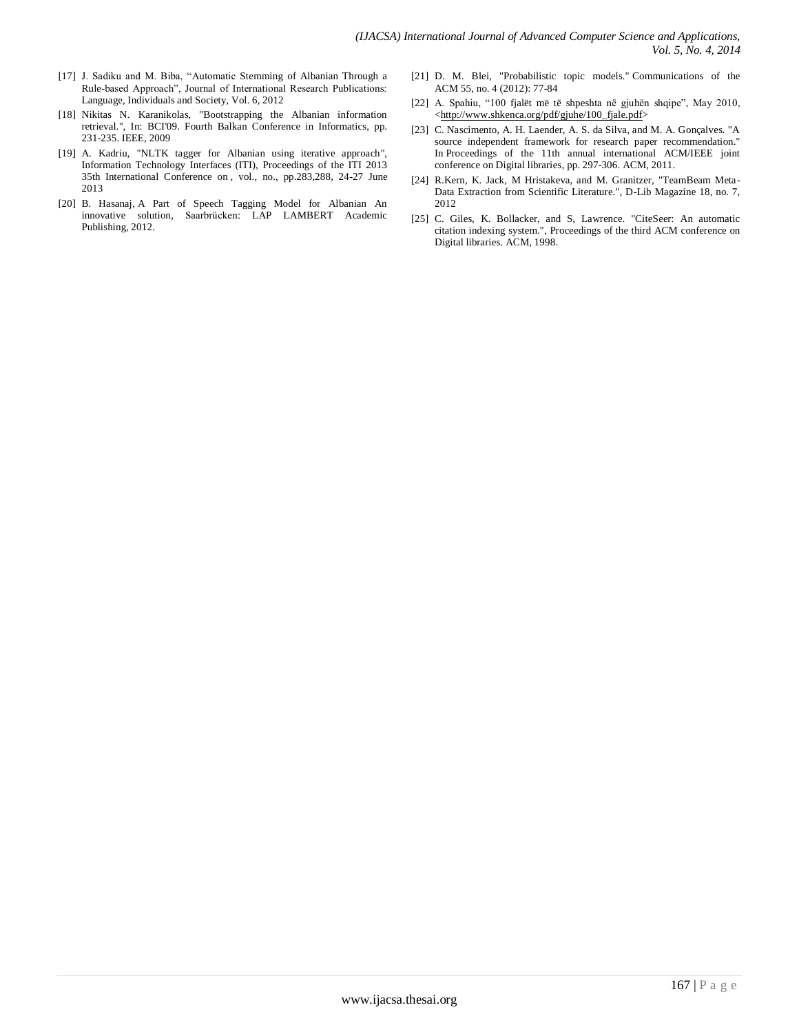[17] J. Sadiku and M. Biba, “Automatic Stemming of Albanian Through a Rule-based Approach”, Journal of International Research Publications: Language, Individuals and Society, Vol. 6, 2012

[18] Nikitas N. Karanikolas, "Bootstrapping the Albanian information retrieval.", In: BCI'09. Fourth Balkan Conference in Informatics, pp. 231-235. IEEE, 2009

[19] A. Kadriu, "NLTK tagger for Albanian using iterative approach", Information Technology Interfaces (ITI), Proceedings of the ITI 2013 35th International Conference on , vol., no., pp.283,288, 24-27 June 2013

[20] B. Hasanaj, A Part of Speech Tagging Model for Albanian An innovative solution, Saarbrücken: LAP LAMBERT Academic Publishing, 2012.

[21] D. M. Blei, "Probabilistic topic models." Communications of the ACM 55, no. 4 (2012): 77-84

[22] A. Spahiu, “100 fjalët më të shpeshta në gjuhën shqipe”, May 2010, <http://www.shkenca.org/pdf/gjuhe/100_fjale.pdf>

[23] C. Nascimento, A. H. Laender, A. S. da Silva, and M. A. Gonçalves. "A source independent framework for research paper recommendation." In Proceedings of the 11th annual international ACM/IEEE joint conference on Digital libraries, pp. 297-306. ACM, 2011.

[24] R.Kern, K. Jack, M Hristakeva, and M. Granitzer, "TeamBeam Meta-Data Extraction from Scientific Literature.", D-Lib Magazine 18, no. 7, 2012

[25] C. Giles, K. Bollacker, and S, Lawrence. "CiteSeer: An automatic citation indexing system.", Proceedings of the third ACM conference on Digital libraries. ACM, 1998.